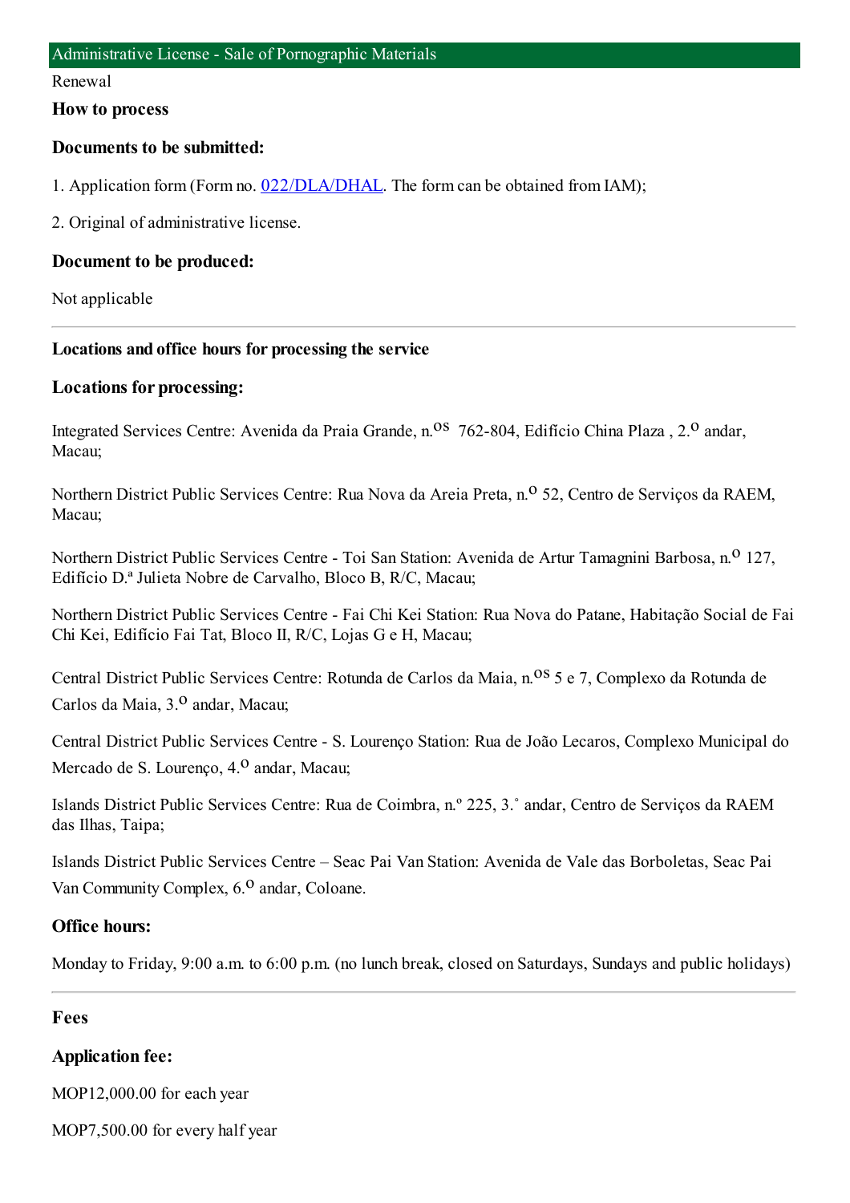# Administrative License - Sale of Pornographic Materials

Renewal

## How to process

### Documents to be submitted:

1. Application form (Form no. 022/DLA/DHAL. The form can be obtained from IAM);

2. Original of administrative license.

### Document to be produced:

Not applicable

---

### Locations and office hours for processing the service

### Locations for processing:

Integrated Services Centre: Avenida da Praia Grande, n.os 762-804, Edifício China Plaza , 2.o andar, Macau;

Northern District Public Services Centre: Rua Nova da Areia Preta, n.o 52, Centro de Serviços da RAEM, Macau;

Northern District Public Services Centre - Toi San Station: Avenida de Artur Tamagnini Barbosa, n.o 127, Edifício D.ª Julieta Nobre de Carvalho, Bloco B, R/C, Macau;

Northern District Public Services Centre - Fai Chi Kei Station: Rua Nova do Patane, Habitação Social de Fai Chi Kei, Edifício Fai Tat, Bloco II, R/C, Lojas G e H, Macau;

Central District Public Services Centre: Rotunda de Carlos da Maia, n.os 5 e 7, Complexo da Rotunda de Carlos da Maia, 3.o andar, Macau;

Central District Public Services Centre - S. Lourenço Station: Rua de João Lecaros, Complexo Municipal do Mercado de S. Lourenço, 4.o andar, Macau;

Islands District Public Services Centre: Rua de Coimbra, n.º 225, 3.˚ andar, Centro de Serviços da RAEM das Ilhas, Taipa;

Islands District Public Services Centre – Seac Pai Van Station: Avenida de Vale das Borboletas, Seac Pai Van Community Complex, 6.o andar, Coloane.

### Office hours:

Monday to Friday, 9:00 a.m. to 6:00 p.m. (no lunch break, closed on Saturdays, Sundays and public holidays)

---

### Fees

### Application fee:

MOP12,000.00 for each year

MOP7,500.00 for every half year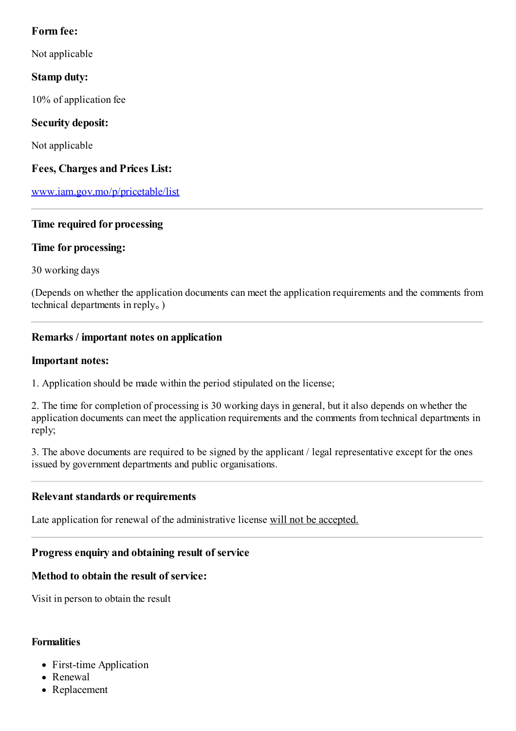**Form fee:**

Not applicable

**Stamp duty:**

10% of application fee

**Security deposit:**

Not applicable

**Fees, Charges and Prices List:**

[www.iam.gov.mo/p/pricetable/list](www.iam.gov.mo/p/pricetable/list)

---

### Time required for processing

**Time for processing:**

30 working days

(Depends on whether the application documents can meet the application requirements and the comments from technical departments in reply。)

---

### Remarks / important notes on application

**Important notes:**

1. Application should be made within the period stipulated on the license;

2. The time for completion of processing is 30 working days in general, but it also depends on whether the application documents can meet the application requirements and the comments from technical departments in reply;

3. The above documents are required to be signed by the applicant / legal representative except for the ones issued by government departments and public organisations.

---

### Relevant standards or requirements

Late application for renewal of the administrative license will not be accepted.

---

### Progress enquiry and obtaining result of service

**Method to obtain the result of service:**

Visit in person to obtain the result

**Formalities**

- First-time Application
- Renewal
- Replacement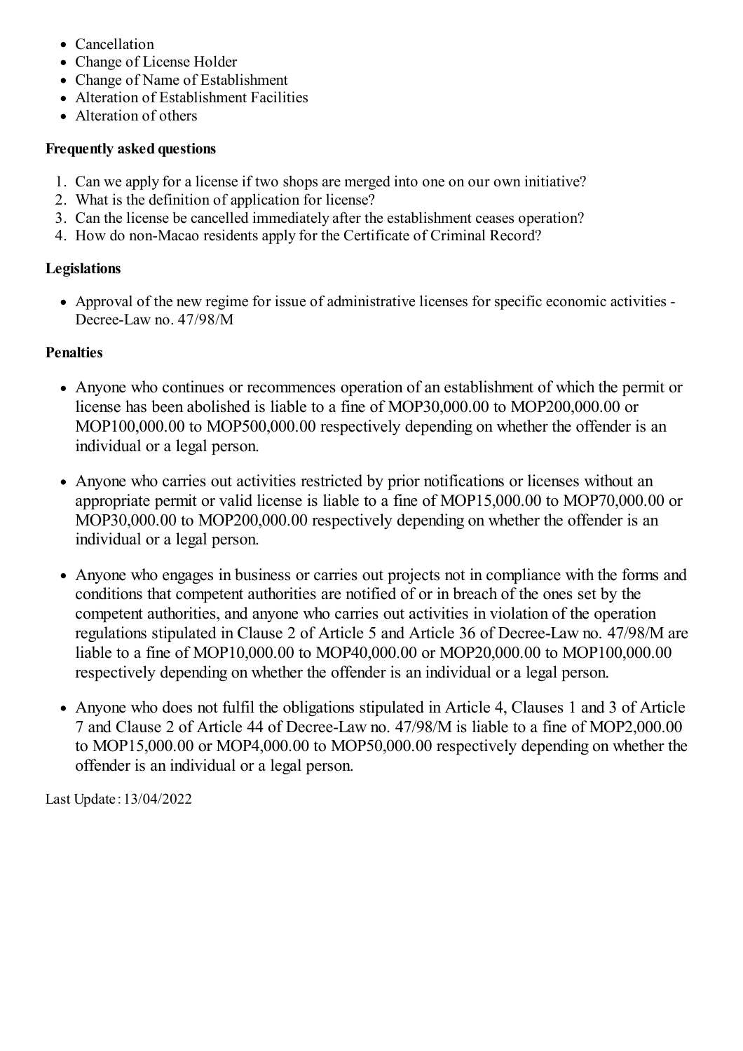- Cancellation
- Change of License Holder
- Change of Name of Establishment
- Alteration of Establishment Facilities
- Alteration of others

**Frequently asked questions**

1. Can we apply for a license if two shops are merged into one on our own initiative?
2. What is the definition of application for license?
3. Can the license be cancelled immediately after the establishment ceases operation?
4. How do non-Macao residents apply for the Certificate of Criminal Record?

**Legislations**

- Approval of the new regime for issue of administrative licenses for specific economic activities - Decree-Law no. 47/98/M

**Penalties**

- Anyone who continues or recommences operation of an establishment of which the permit or license has been abolished is liable to a fine of MOP30,000.00 to MOP200,000.00 or MOP100,000.00 to MOP500,000.00 respectively depending on whether the offender is an individual or a legal person.

- Anyone who carries out activities restricted by prior notifications or licenses without an appropriate permit or valid license is liable to a fine of MOP15,000.00 to MOP70,000.00 or MOP30,000.00 to MOP200,000.00 respectively depending on whether the offender is an individual or a legal person.

- Anyone who engages in business or carries out projects not in compliance with the forms and conditions that competent authorities are notified of or in breach of the ones set by the competent authorities, and anyone who carries out activities in violation of the operation regulations stipulated in Clause 2 of Article 5 and Article 36 of Decree-Law no. 47/98/M are liable to a fine of MOP10,000.00 to MOP40,000.00 or MOP20,000.00 to MOP100,000.00 respectively depending on whether the offender is an individual or a legal person.

- Anyone who does not fulfil the obligations stipulated in Article 4, Clauses 1 and 3 of Article 7 and Clause 2 of Article 44 of Decree-Law no. 47/98/M is liable to a fine of MOP2,000.00 to MOP15,000.00 or MOP4,000.00 to MOP50,000.00 respectively depending on whether the offender is an individual or a legal person.

Last Update : 13/04/2022